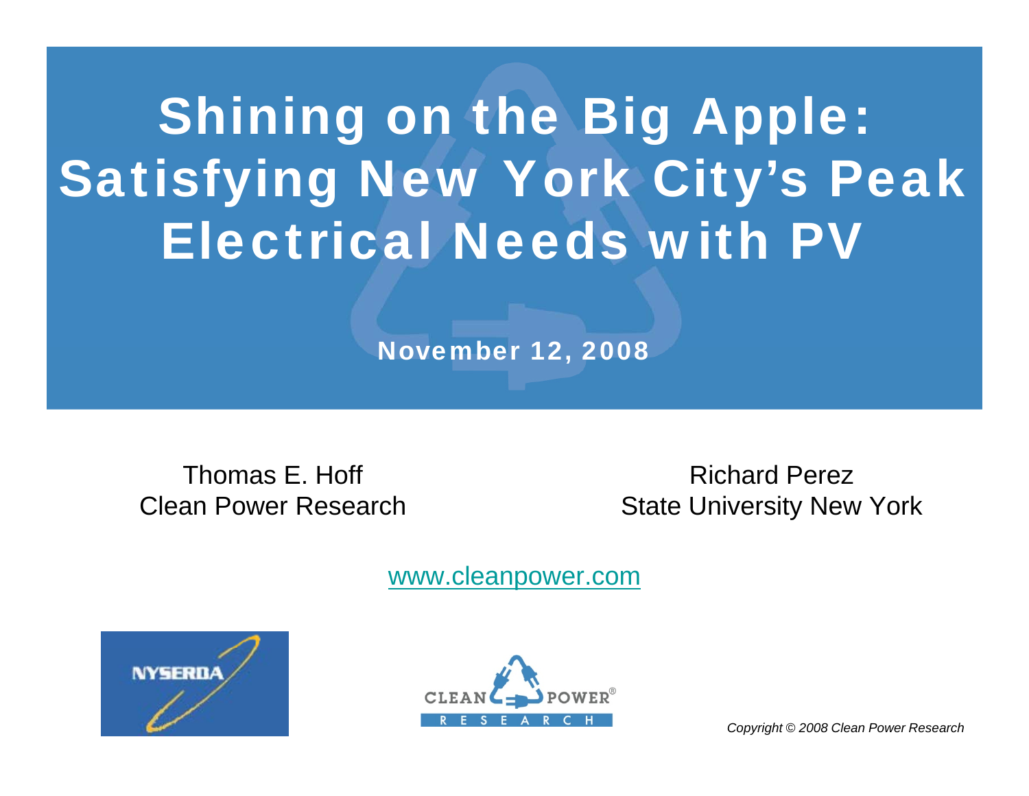# Shining on the Big Apple: Satisfying New York City's Peak Electrical Needs with PV

**November 12, 2008**

Thomas E. Hoff
Clean Power Research

Richard Perez
State University New York

www.cleanpower.com

NYSERDA

CLEAN POWER® RESEARCH

*Copyright © 2008 Clean Power Research*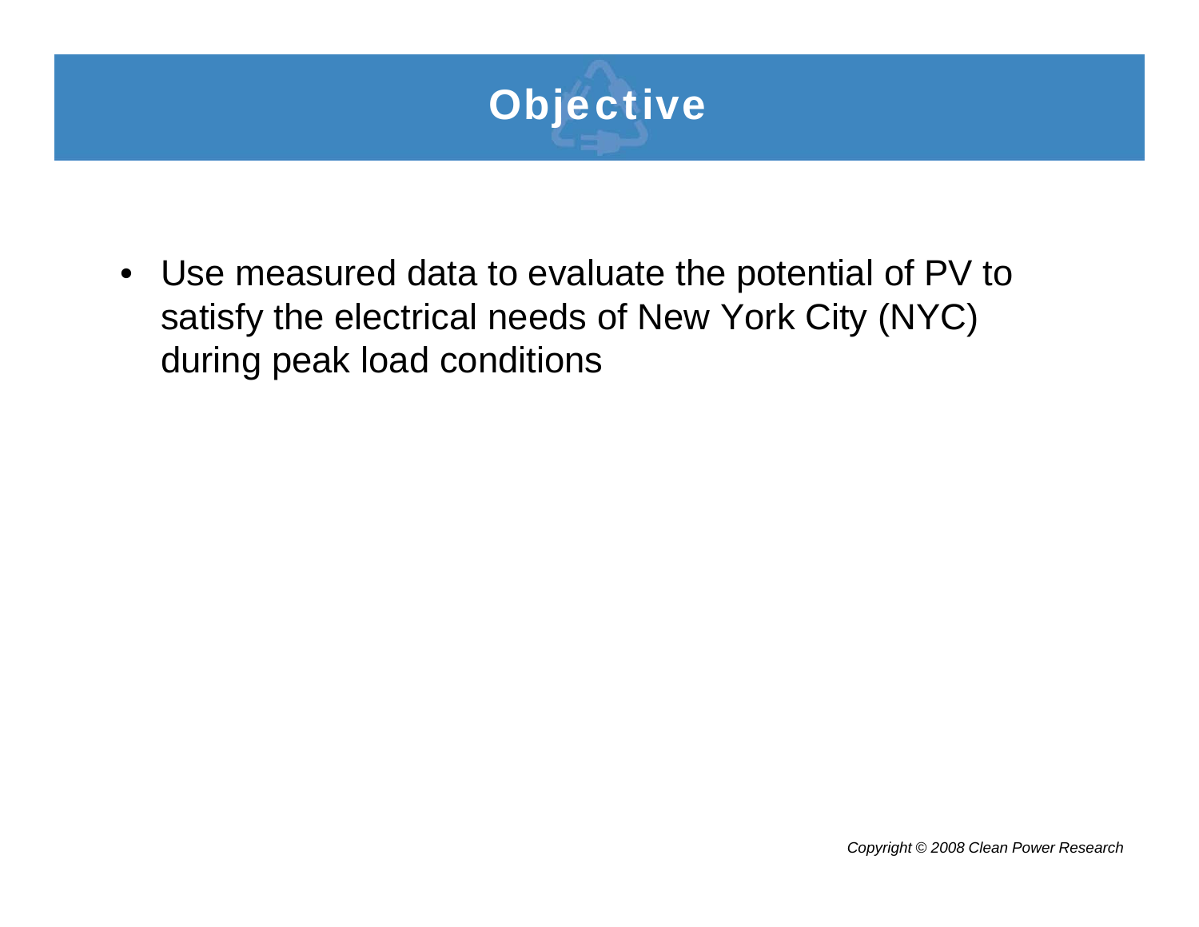# Objective

- Use measured data to evaluate the potential of PV to satisfy the electrical needs of New York City (NYC) during peak load conditions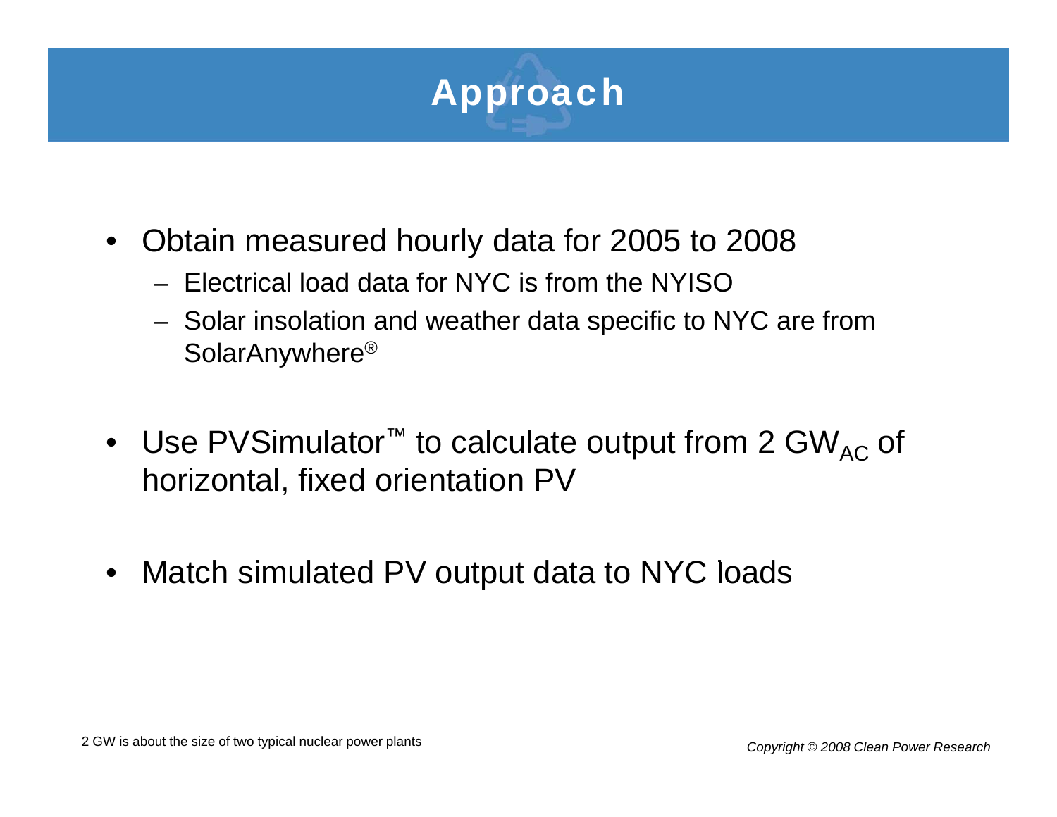# Approach

- Obtain measured hourly data for 2005 to 2008
  - Electrical load data for NYC is from the NYISO
  - Solar insolation and weather data specific to NYC are from SolarAnywhere®
- Use PVSimulator™ to calculate output from 2 $GW_{AC}$ of horizontal, fixed orientation PV
- Match simulated PV output data to NYC loads

2 GW is about the size of two typical nuclear power plants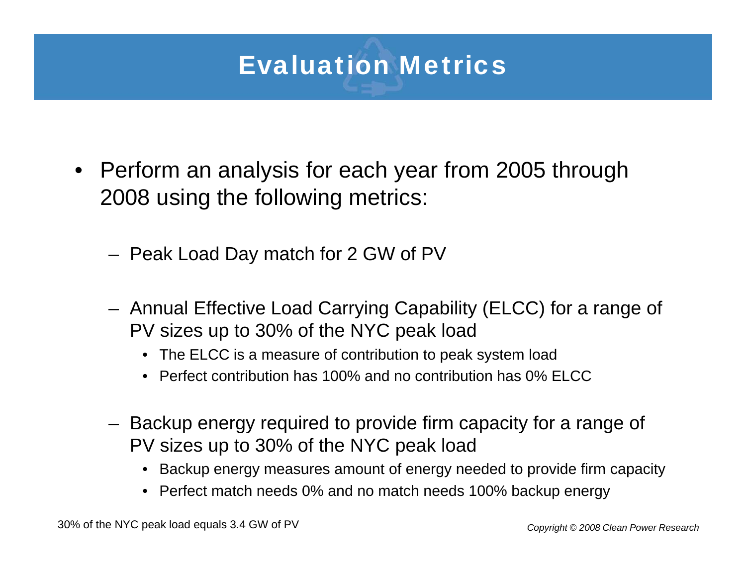# Evaluation Metrics

- Perform an analysis for each year from 2005 through 2008 using the following metrics:
  - Peak Load Day match for 2 GW of PV
  - Annual Effective Load Carrying Capability (ELCC) for a range of PV sizes up to 30% of the NYC peak load
    - The ELCC is a measure of contribution to peak system load
    - Perfect contribution has 100% and no contribution has 0% ELCC
  - Backup energy required to provide firm capacity for a range of PV sizes up to 30% of the NYC peak load
    - Backup energy measures amount of energy needed to provide firm capacity
    - Perfect match needs 0% and no match needs 100% backup energy

30% of the NYC peak load equals 3.4 GW of PV

*Copyright © 2008 Clean Power Research*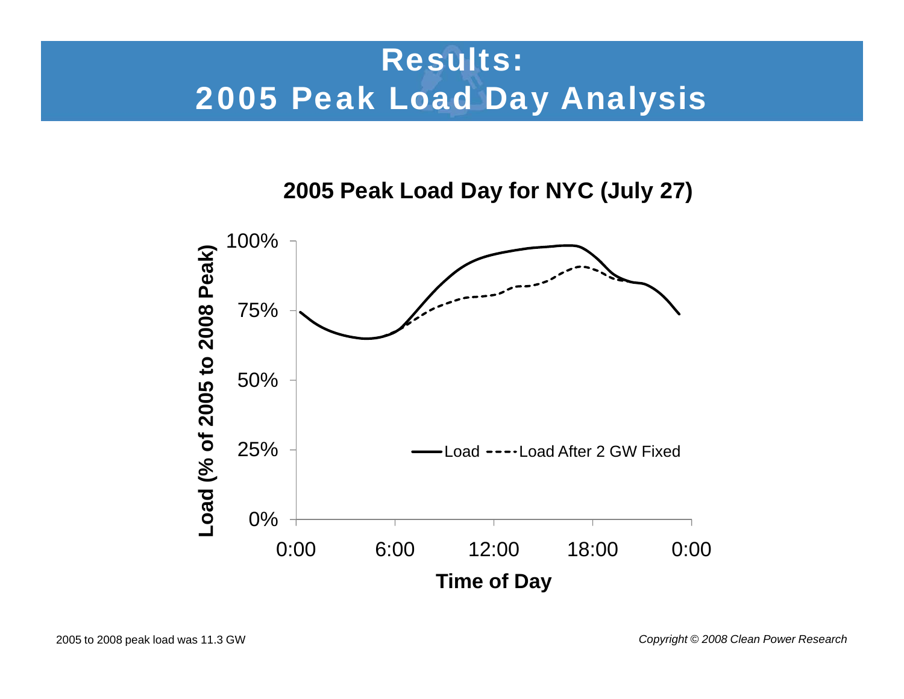# Results: 2005 Peak Load Day Analysis

**2005 Peak Load Day for NYC (July 27)**

Load (% of 2005 to 2008 Peak)

100%
75%
50%
25%
0%

0:00 6:00 12:00 18:00 0:00

Time of Day

Load ---- Load After 2 GW Fixed

2005 to 2008 peak load was 11.3 GW

*Copyright © 2008 Clean Power Research*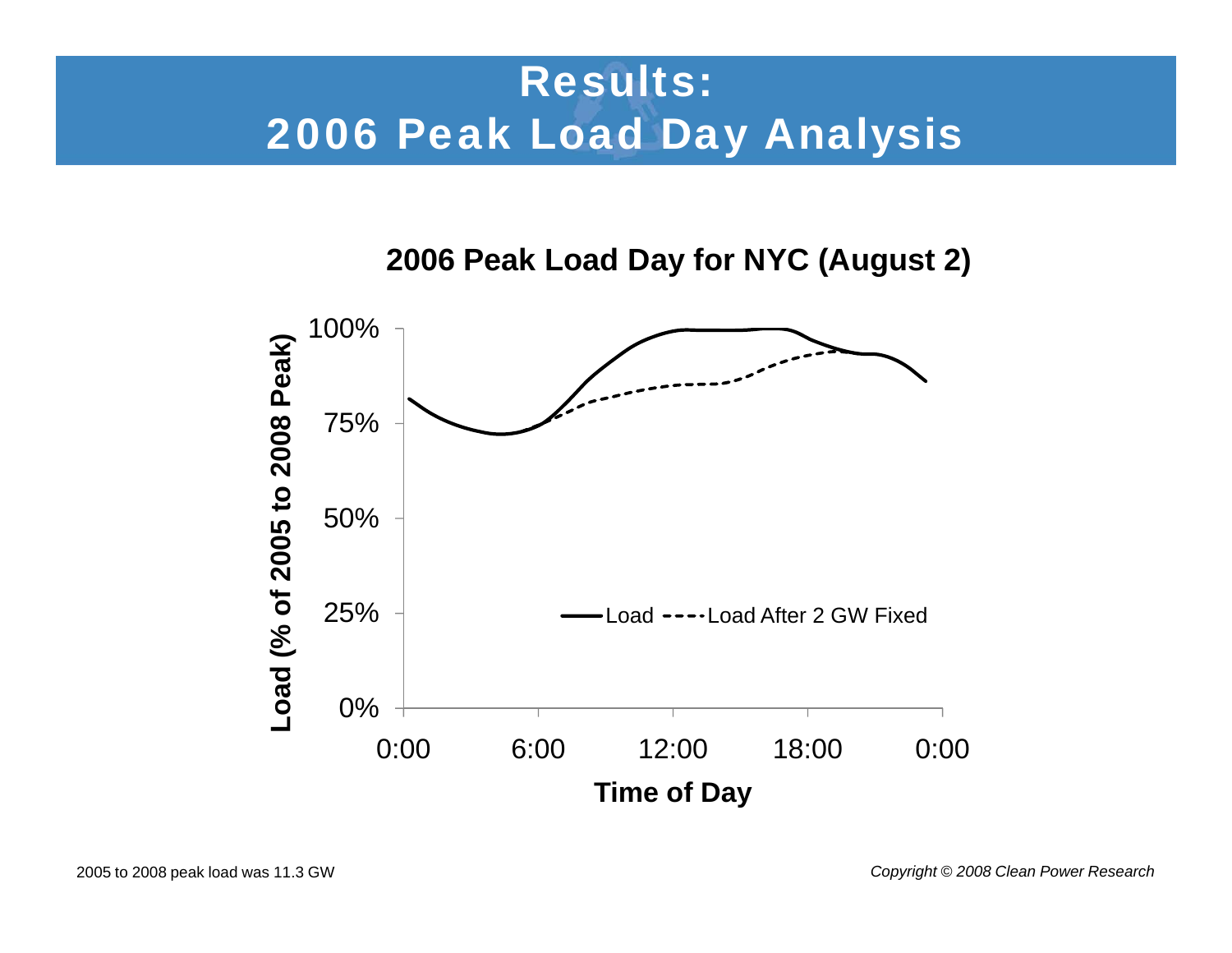# Results:
# 2006 Peak Load Day Analysis

**2006 Peak Load Day for NYC (August 2)**

Load (% of 2005 to 2008 Peak) vs. Time of Day

Legend: Load; Load After 2 GW Fixed

Y-axis: 0%, 25%, 50%, 75%, 100%

X-axis: 0:00, 6:00, 12:00, 18:00, 0:00

2005 to 2008 peak load was 11.3 GW

*Copyright © 2008 Clean Power Research*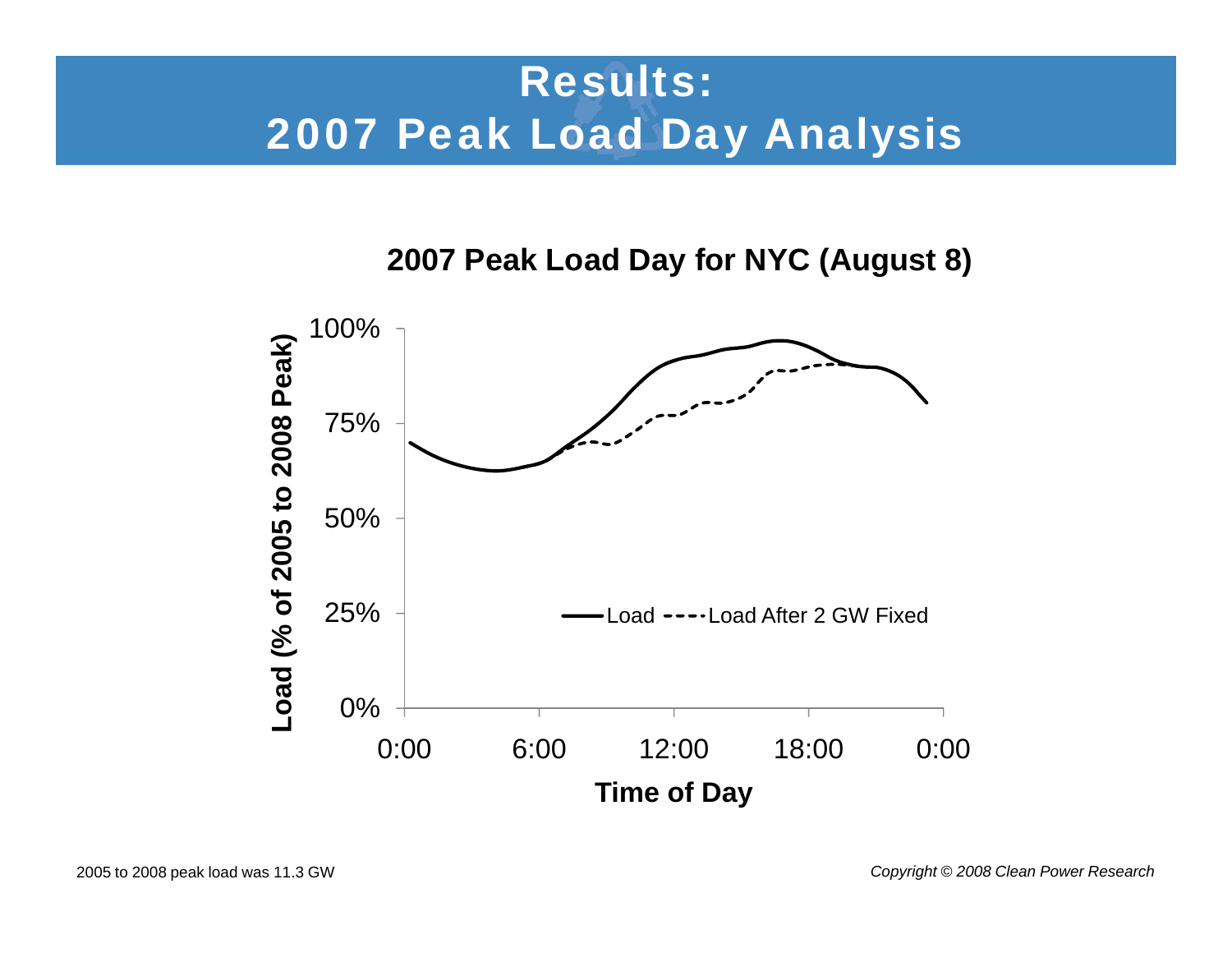# Results: 2007 Peak Load Day Analysis

**2007 Peak Load Day for NYC (August 8)**

Load (% of 2005 to 2008 Peak)

100%
75%
50%
25%
0%

0:00 6:00 12:00 18:00 0:00

**Time of Day**

Load ----Load After 2 GW Fixed

2005 to 2008 peak load was 11.3 GW

*Copyright © 2008 Clean Power Research*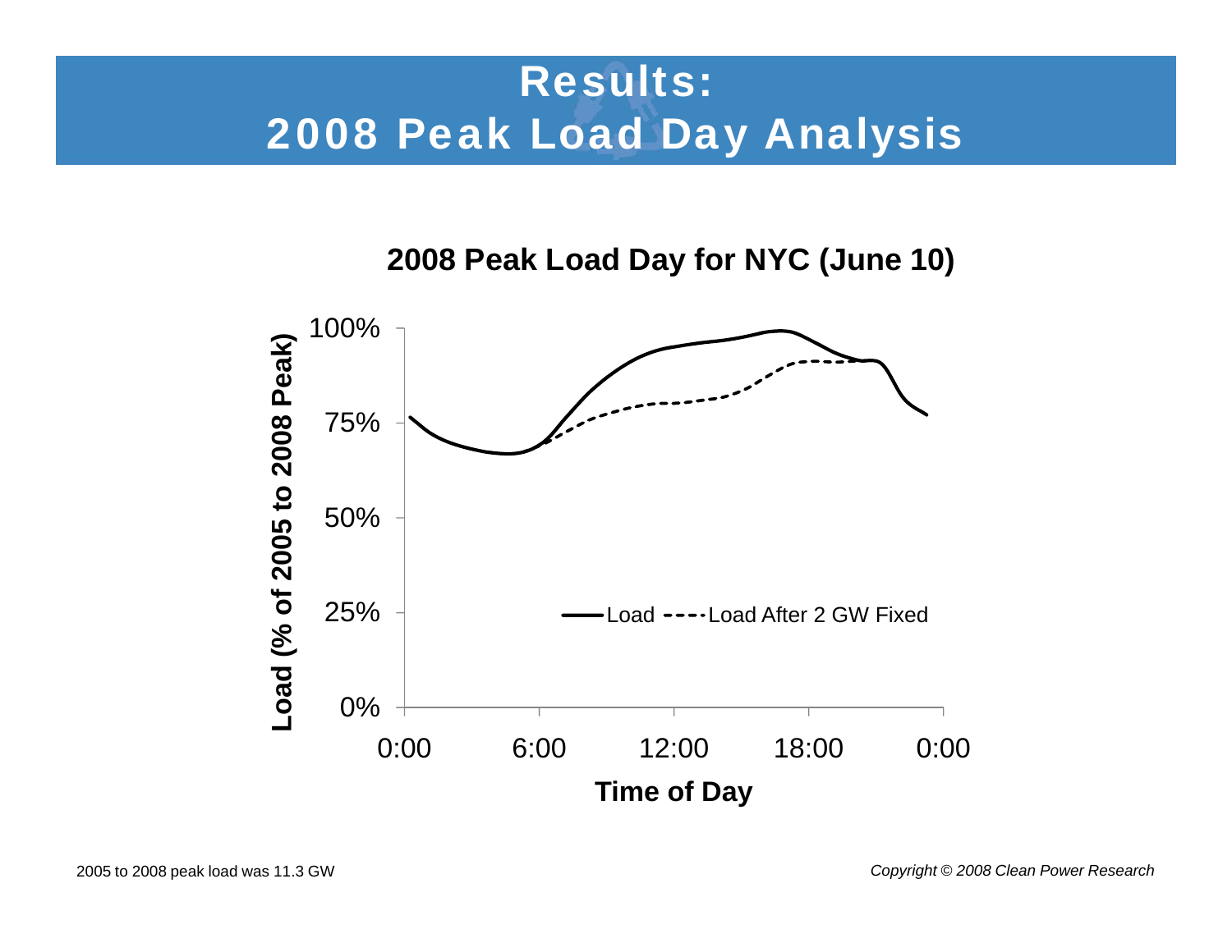# Results: 2008 Peak Load Day Analysis

**2008 Peak Load Day for NYC (June 10)**

Load (% of 2005 to 2008 Peak)

100%
75%
50%
25%
0%

0:00 6:00 12:00 18:00 0:00

Time of Day

Load ---- Load After 2 GW Fixed

2005 to 2008 peak load was 11.3 GW

*Copyright © 2008 Clean Power Research*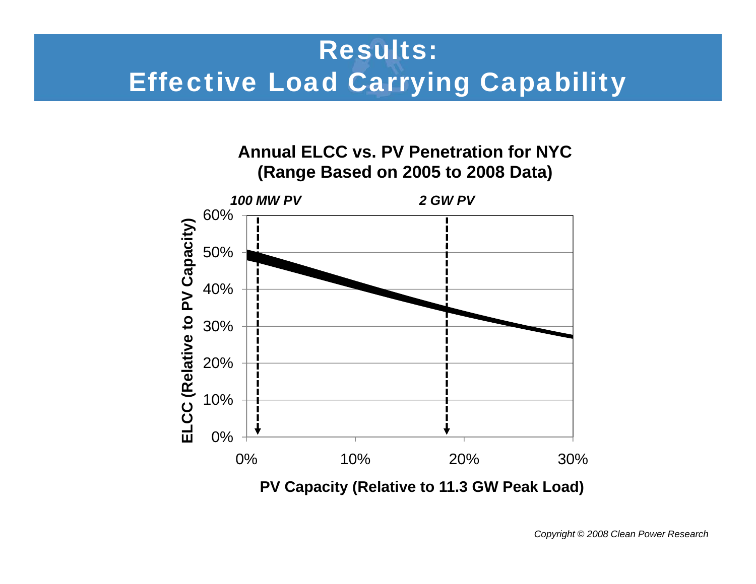# Results:
# Effective Load Carrying Capability

**Annual ELCC vs. PV Penetration for NYC**
**(Range Based on 2005 to 2008 Data)**

*100 MW PV*

*2 GW PV*

ELCC (Relative to PV Capacity)

PV Capacity (Relative to 11.3 GW Peak Load)

*Copyright © 2008 Clean Power Research*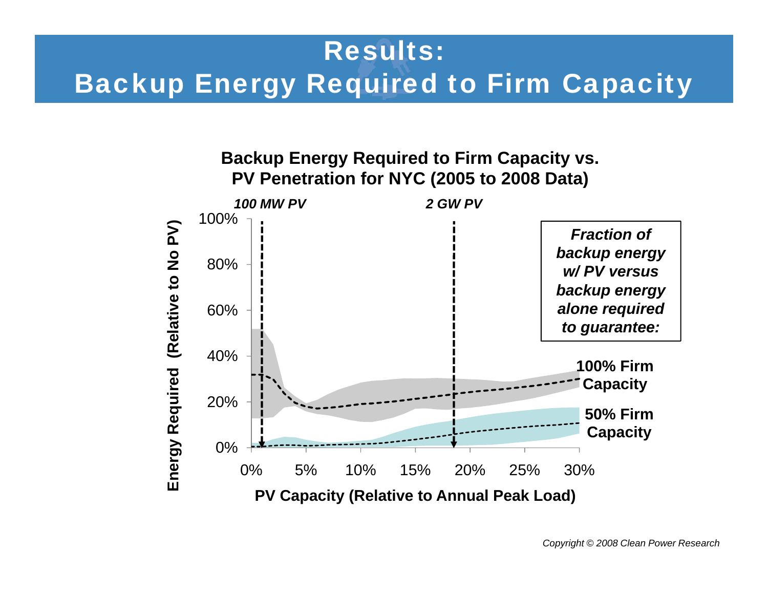# Results:
# Backup Energy Required to Firm Capacity

**Backup Energy Required to Firm Capacity vs. PV Penetration for NYC (2005 to 2008 Data)**

*100 MW PV*

*2 GW PV*

**Energy Required (Relative to No PV)**

100%
80%
60%
40%
20%
0%

0% 5% 10% 15% 20% 25% 30%

**PV Capacity (Relative to Annual Peak Load)**

***Fraction of backup energy w/ PV versus backup energy alone required to guarantee:***

**100% Firm Capacity**

**50% Firm Capacity**

*Copyright © 2008 Clean Power Research*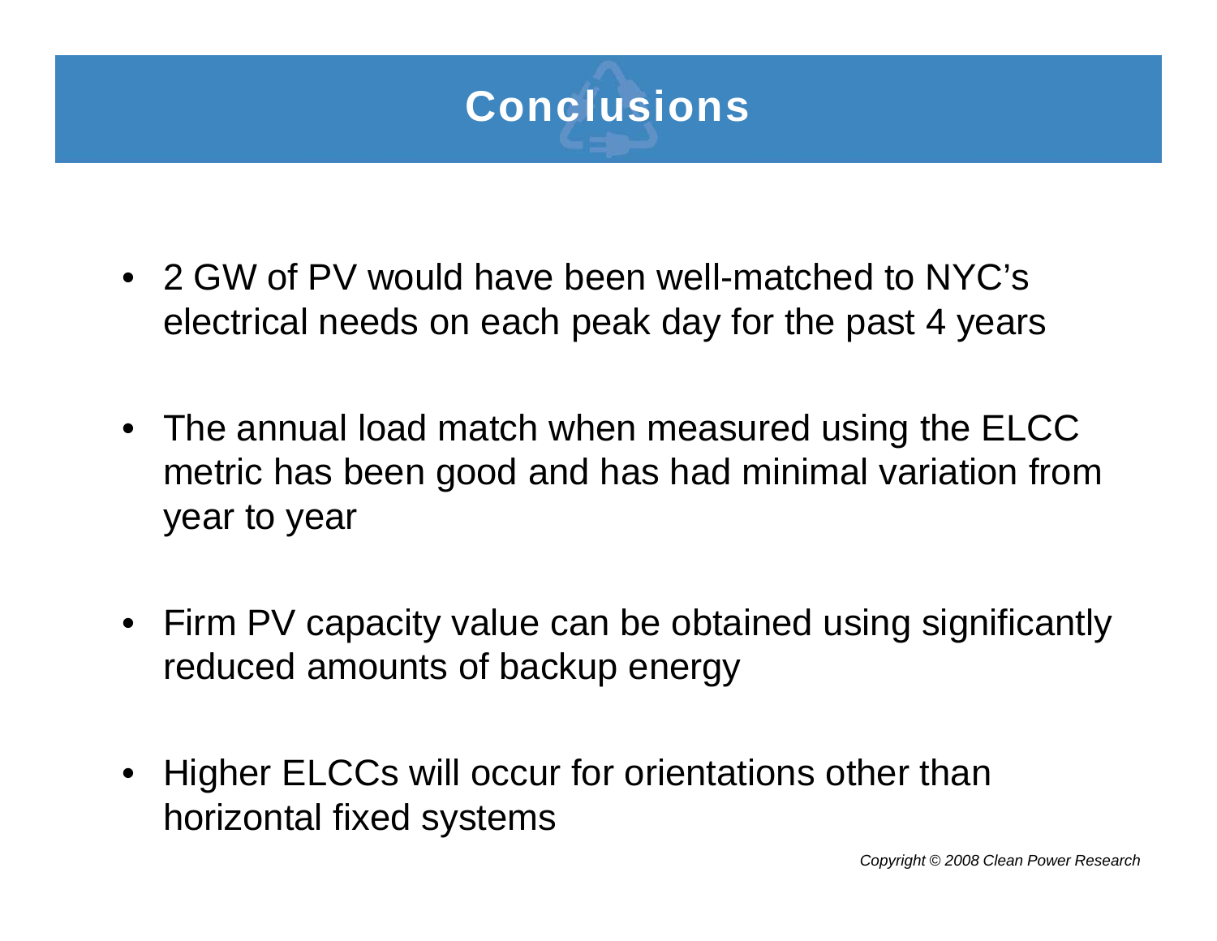# Conclusions

- 2 GW of PV would have been well-matched to NYC's electrical needs on each peak day for the past 4 years
- The annual load match when measured using the ELCC metric has been good and has had minimal variation from year to year
- Firm PV capacity value can be obtained using significantly reduced amounts of backup energy
- Higher ELCCs will occur for orientations other than horizontal fixed systems

*Copyright © 2008 Clean Power Research*